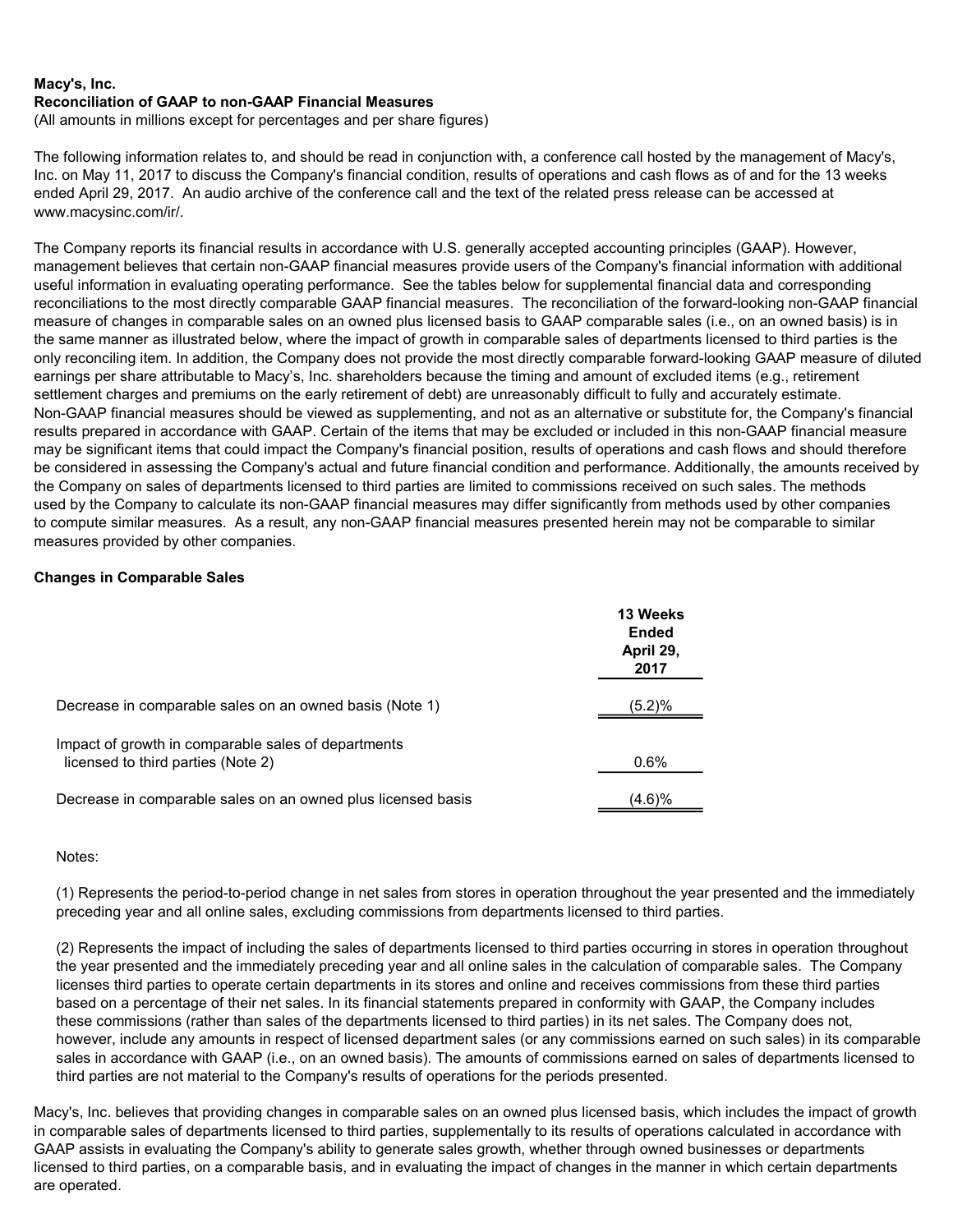**Macy's, Inc.**
**Reconciliation of GAAP to non-GAAP Financial Measures**
(All amounts in millions except for percentages and per share figures)

The following information relates to, and should be read in conjunction with, a conference call hosted by the management of Macy's, Inc. on May 11, 2017 to discuss the Company's financial condition, results of operations and cash flows as of and for the 13 weeks ended April 29, 2017. An audio archive of the conference call and the text of the related press release can be accessed at www.macysinc.com/ir/.

The Company reports its financial results in accordance with U.S. generally accepted accounting principles (GAAP). However, management believes that certain non-GAAP financial measures provide users of the Company's financial information with additional useful information in evaluating operating performance. See the tables below for supplemental financial data and corresponding reconciliations to the most directly comparable GAAP financial measures. The reconciliation of the forward-looking non-GAAP financial measure of changes in comparable sales on an owned plus licensed basis to GAAP comparable sales (i.e., on an owned basis) is in the same manner as illustrated below, where the impact of growth in comparable sales of departments licensed to third parties is the only reconciling item. In addition, the Company does not provide the most directly comparable forward-looking GAAP measure of diluted earnings per share attributable to Macy's, Inc. shareholders because the timing and amount of excluded items (e.g., retirement settlement charges and premiums on the early retirement of debt) are unreasonably difficult to fully and accurately estimate. Non-GAAP financial measures should be viewed as supplementing, and not as an alternative or substitute for, the Company's financial results prepared in accordance with GAAP. Certain of the items that may be excluded or included in this non-GAAP financial measure may be significant items that could impact the Company's financial position, results of operations and cash flows and should therefore be considered in assessing the Company's actual and future financial condition and performance. Additionally, the amounts received by the Company on sales of departments licensed to third parties are limited to commissions received on such sales. The methods used by the Company to calculate its non-GAAP financial measures may differ significantly from methods used by other companies to compute similar measures. As a result, any non-GAAP financial measures presented herein may not be comparable to similar measures provided by other companies.

**Changes in Comparable Sales**

| | 13 Weeks Ended April 29, 2017 |
|---|---|
| Decrease in comparable sales on an owned basis (Note 1) | (5.2)% |
| Impact of growth in comparable sales of departments licensed to third parties (Note 2) | 0.6% |
| Decrease in comparable sales on an owned plus licensed basis | (4.6)% |

Notes:

(1) Represents the period-to-period change in net sales from stores in operation throughout the year presented and the immediately preceding year and all online sales, excluding commissions from departments licensed to third parties.

(2) Represents the impact of including the sales of departments licensed to third parties occurring in stores in operation throughout the year presented and the immediately preceding year and all online sales in the calculation of comparable sales. The Company licenses third parties to operate certain departments in its stores and online and receives commissions from these third parties based on a percentage of their net sales. In its financial statements prepared in conformity with GAAP, the Company includes these commissions (rather than sales of the departments licensed to third parties) in its net sales. The Company does not, however, include any amounts in respect of licensed department sales (or any commissions earned on such sales) in its comparable sales in accordance with GAAP (i.e., on an owned basis). The amounts of commissions earned on sales of departments licensed to third parties are not material to the Company's results of operations for the periods presented.

Macy's, Inc. believes that providing changes in comparable sales on an owned plus licensed basis, which includes the impact of growth in comparable sales of departments licensed to third parties, supplementally to its results of operations calculated in accordance with GAAP assists in evaluating the Company's ability to generate sales growth, whether through owned businesses or departments licensed to third parties, on a comparable basis, and in evaluating the impact of changes in the manner in which certain departments are operated.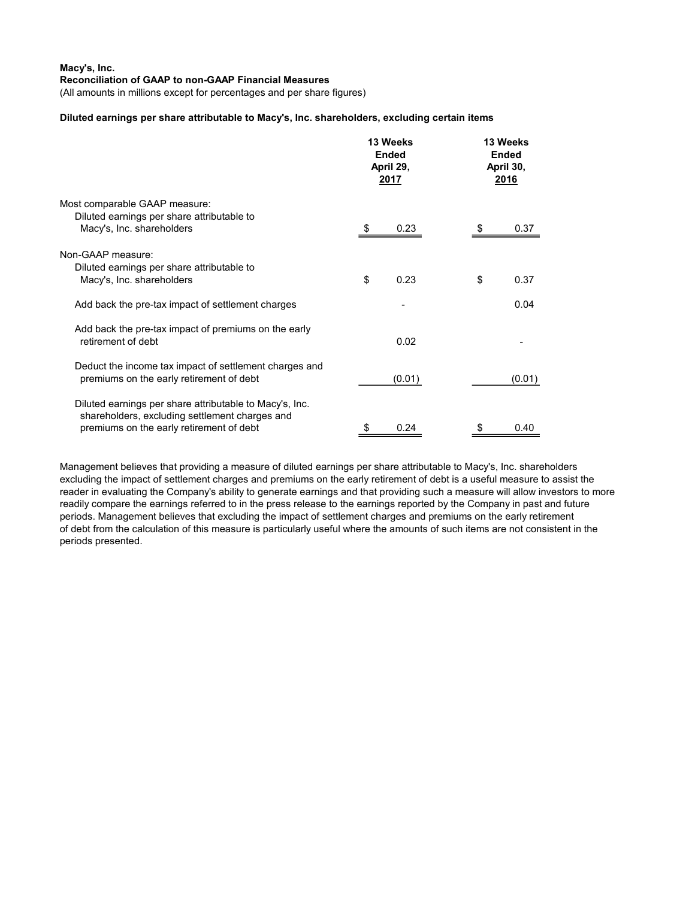**Macy's, Inc.**
**Reconciliation of GAAP to non-GAAP Financial Measures**
(All amounts in millions except for percentages and per share figures)

**Diluted earnings per share attributable to Macy's, Inc. shareholders, excluding certain items**

| | 13 Weeks Ended April 29, 2017 | 13 Weeks Ended April 30, 2016 |
|---|---|---|
| Most comparable GAAP measure: | | |
| Diluted earnings per share attributable to Macy's, Inc. shareholders | $ 0.23 | $ 0.37 |
| Non-GAAP measure: | | |
| Diluted earnings per share attributable to Macy's, Inc. shareholders | $ 0.23 | $ 0.37 |
| Add back the pre-tax impact of settlement charges | - | 0.04 |
| Add back the pre-tax impact of premiums on the early retirement of debt | 0.02 | - |
| Deduct the income tax impact of settlement charges and premiums on the early retirement of debt | (0.01) | (0.01) |
| Diluted earnings per share attributable to Macy's, Inc. shareholders, excluding settlement charges and premiums on the early retirement of debt | $ 0.24 | $ 0.40 |

Management believes that providing a measure of diluted earnings per share attributable to Macy's, Inc. shareholders excluding the impact of settlement charges and premiums on the early retirement of debt is a useful measure to assist the reader in evaluating the Company's ability to generate earnings and that providing such a measure will allow investors to more readily compare the earnings referred to in the press release to the earnings reported by the Company in past and future periods. Management believes that excluding the impact of settlement charges and premiums on the early retirement of debt from the calculation of this measure is particularly useful where the amounts of such items are not consistent in the periods presented.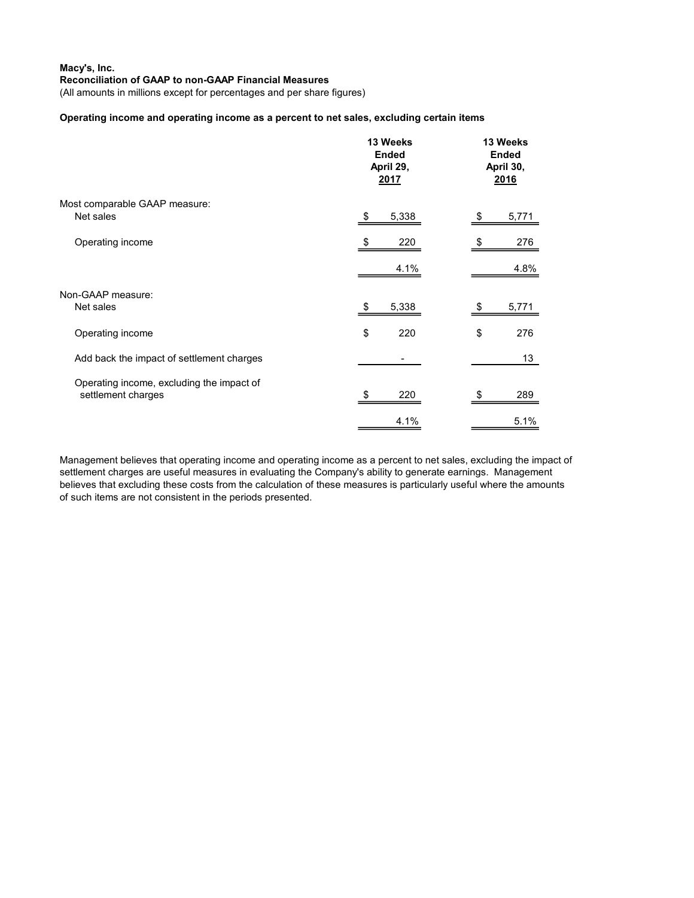**Macy's, Inc.**

**Reconciliation of GAAP to non-GAAP Financial Measures**

(All amounts in millions except for percentages and per share figures)

**Operating income and operating income as a percent to net sales, excluding certain items**

| | 13 Weeks Ended April 29, 2017 | 13 Weeks Ended April 30, 2016 |
|---|---|---|
| Most comparable GAAP measure: | | |
| Net sales | $ 5,338 | $ 5,771 |
| Operating income | $ 220 | $ 276 |
| | 4.1% | 4.8% |
| Non-GAAP measure: | | |
| Net sales | $ 5,338 | $ 5,771 |
| Operating income | $ 220 | $ 276 |
| Add back the impact of settlement charges | - | 13 |
| Operating income, excluding the impact of settlement charges | $ 220 | $ 289 |
| | 4.1% | 5.1% |

Management believes that operating income and operating income as a percent to net sales, excluding the impact of settlement charges are useful measures in evaluating the Company's ability to generate earnings. Management believes that excluding these costs from the calculation of these measures is particularly useful where the amounts of such items are not consistent in the periods presented.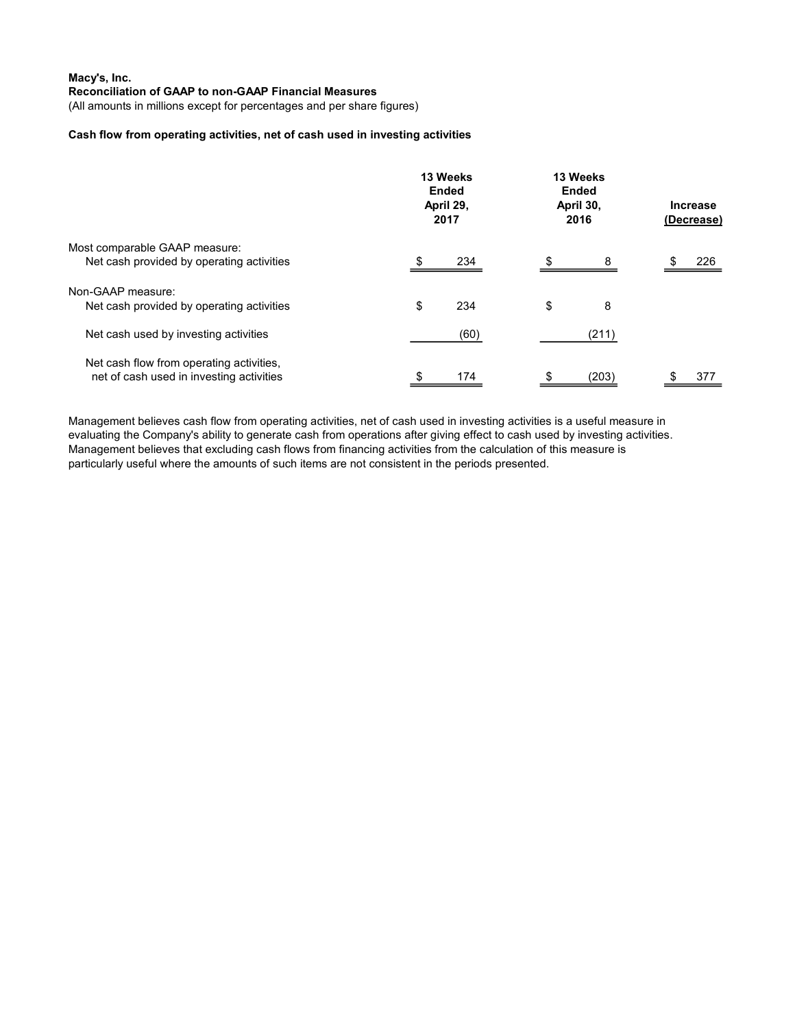**Macy's, Inc.**
**Reconciliation of GAAP to non-GAAP Financial Measures**
(All amounts in millions except for percentages and per share figures)

**Cash flow from operating activities, net of cash used in investing activities**

| | 13 Weeks Ended April 29, 2017 | 13 Weeks Ended April 30, 2016 | Increase (Decrease) |
|---|---|---|---|
| Most comparable GAAP measure: | | | |
| Net cash provided by operating activities | $ 234 | $ 8 | $ 226 |
| Non-GAAP measure: | | | |
| Net cash provided by operating activities | $ 234 | $ 8 | |
| Net cash used by investing activities | (60) | (211) | |
| Net cash flow from operating activities, net of cash used in investing activities | $ 174 | $ (203) | $ 377 |

Management believes cash flow from operating activities, net of cash used in investing activities is a useful measure in evaluating the Company's ability to generate cash from operations after giving effect to cash used by investing activities. Management believes that excluding cash flows from financing activities from the calculation of this measure is particularly useful where the amounts of such items are not consistent in the periods presented.